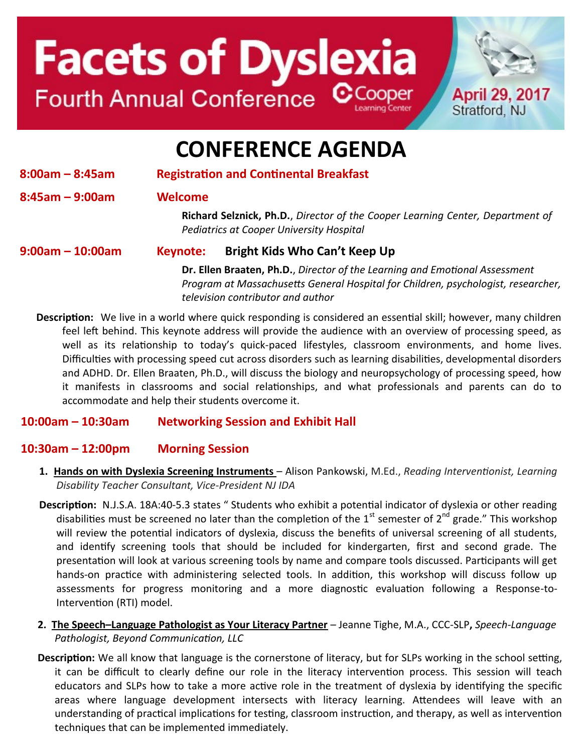# Facets of Dyslexia

## Fourth Annual Conference

Cooper Learning Center

**April 29, 2017**
Stratford, NJ

# CONFERENCE AGENDA

**8:00am – 8:45am** **Registration and Continental Breakfast**

**8:45am – 9:00am** **Welcome**

**Richard Selznick, Ph.D.**, *Director of the Cooper Learning Center, Department of Pediatrics at Cooper University Hospital*

**9:00am – 10:00am** **Keynote: Bright Kids Who Can't Keep Up**

**Dr. Ellen Braaten, Ph.D.**, *Director of the Learning and Emotional Assessment Program at Massachusetts General Hospital for Children, psychologist, researcher, television contributor and author*

**Description:** We live in a world where quick responding is considered an essential skill; however, many children feel left behind. This keynote address will provide the audience with an overview of processing speed, as well as its relationship to today's quick-paced lifestyles, classroom environments, and home lives. Difficulties with processing speed cut across disorders such as learning disabilities, developmental disorders and ADHD. Dr. Ellen Braaten, Ph.D., will discuss the biology and neuropsychology of processing speed, how it manifests in classrooms and social relationships, and what professionals and parents can do to accommodate and help their students overcome it.

**10:00am – 10:30am** **Networking Session and Exhibit Hall**

**10:30am – 12:00pm** **Morning Session**

1. **Hands on with Dyslexia Screening Instruments** – Alison Pankowski, M.Ed., *Reading Interventionist, Learning Disability Teacher Consultant, Vice-President NJ IDA*

**Description:** N.J.S.A. 18A:40-5.3 states " Students who exhibit a potential indicator of dyslexia or other reading disabilities must be screened no later than the completion of the 1st semester of 2nd grade." This workshop will review the potential indicators of dyslexia, discuss the benefits of universal screening of all students, and identify screening tools that should be included for kindergarten, first and second grade. The presentation will look at various screening tools by name and compare tools discussed. Participants will get hands-on practice with administering selected tools. In addition, this workshop will discuss follow up assessments for progress monitoring and a more diagnostic evaluation following a Response-to-Intervention (RTI) model.

2. **The Speech–Language Pathologist as Your Literacy Partner** – Jeanne Tighe, M.A., CCC-SLP, *Speech-Language Pathologist, Beyond Communication, LLC*

**Description:** We all know that language is the cornerstone of literacy, but for SLPs working in the school setting, it can be difficult to clearly define our role in the literacy intervention process. This session will teach educators and SLPs how to take a more active role in the treatment of dyslexia by identifying the specific areas where language development intersects with literacy learning. Attendees will leave with an understanding of practical implications for testing, classroom instruction, and therapy, as well as intervention techniques that can be implemented immediately.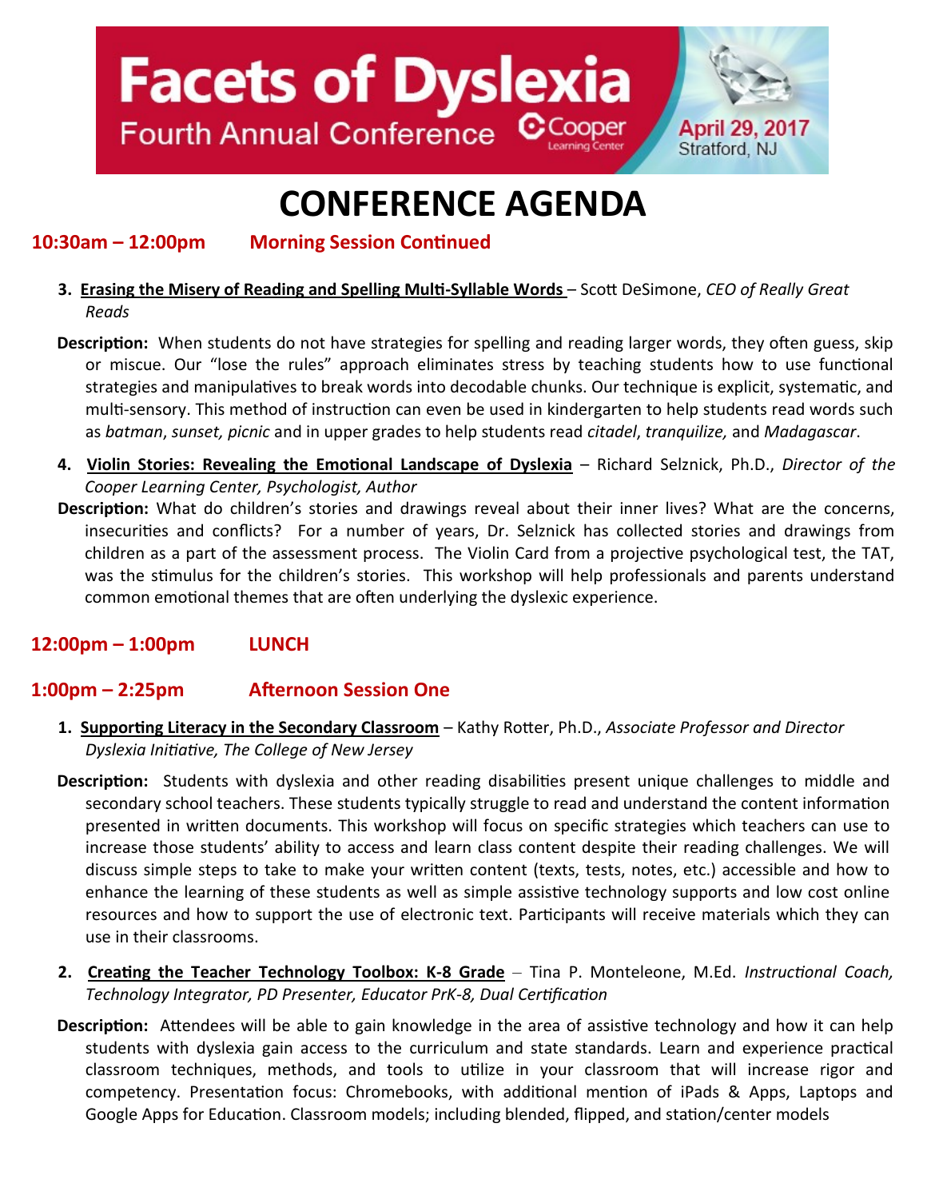# Facets of Dyslexia

Fourth Annual Conference

Cooper Learning Center

April 29, 2017
Stratford, NJ

# CONFERENCE AGENDA

## 10:30am – 12:00pm Morning Session Continued

3. **Erasing the Misery of Reading and Spelling Multi-Syllable Words** – Scott DeSimone, *CEO of Really Great Reads*

**Description:** When students do not have strategies for spelling and reading larger words, they often guess, skip or miscue. Our "lose the rules" approach eliminates stress by teaching students how to use functional strategies and manipulatives to break words into decodable chunks. Our technique is explicit, systematic, and multi-sensory. This method of instruction can even be used in kindergarten to help students read words such as *batman*, *sunset, picnic* and in upper grades to help students read *citadel*, *tranquilize,* and *Madagascar*.

4. **Violin Stories: Revealing the Emotional Landscape of Dyslexia** – Richard Selznick, Ph.D., *Director of the Cooper Learning Center, Psychologist, Author*

**Description:** What do children's stories and drawings reveal about their inner lives? What are the concerns, insecurities and conflicts? For a number of years, Dr. Selznick has collected stories and drawings from children as a part of the assessment process. The Violin Card from a projective psychological test, the TAT, was the stimulus for the children's stories. This workshop will help professionals and parents understand common emotional themes that are often underlying the dyslexic experience.

## 12:00pm – 1:00pm LUNCH

## 1:00pm – 2:25pm Afternoon Session One

1. **Supporting Literacy in the Secondary Classroom** – Kathy Rotter, Ph.D., *Associate Professor and Director Dyslexia Initiative, The College of New Jersey*

**Description:** Students with dyslexia and other reading disabilities present unique challenges to middle and secondary school teachers. These students typically struggle to read and understand the content information presented in written documents. This workshop will focus on specific strategies which teachers can use to increase those students' ability to access and learn class content despite their reading challenges. We will discuss simple steps to take to make your written content (texts, tests, notes, etc.) accessible and how to enhance the learning of these students as well as simple assistive technology supports and low cost online resources and how to support the use of electronic text. Participants will receive materials which they can use in their classrooms.

2. **Creating the Teacher Technology Toolbox: K-8 Grade** – Tina P. Monteleone, M.Ed. *Instructional Coach, Technology Integrator, PD Presenter, Educator PrK-8, Dual Certification*

**Description:** Attendees will be able to gain knowledge in the area of assistive technology and how it can help students with dyslexia gain access to the curriculum and state standards. Learn and experience practical classroom techniques, methods, and tools to utilize in your classroom that will increase rigor and competency. Presentation focus: Chromebooks, with additional mention of iPads & Apps, Laptops and Google Apps for Education. Classroom models; including blended, flipped, and station/center models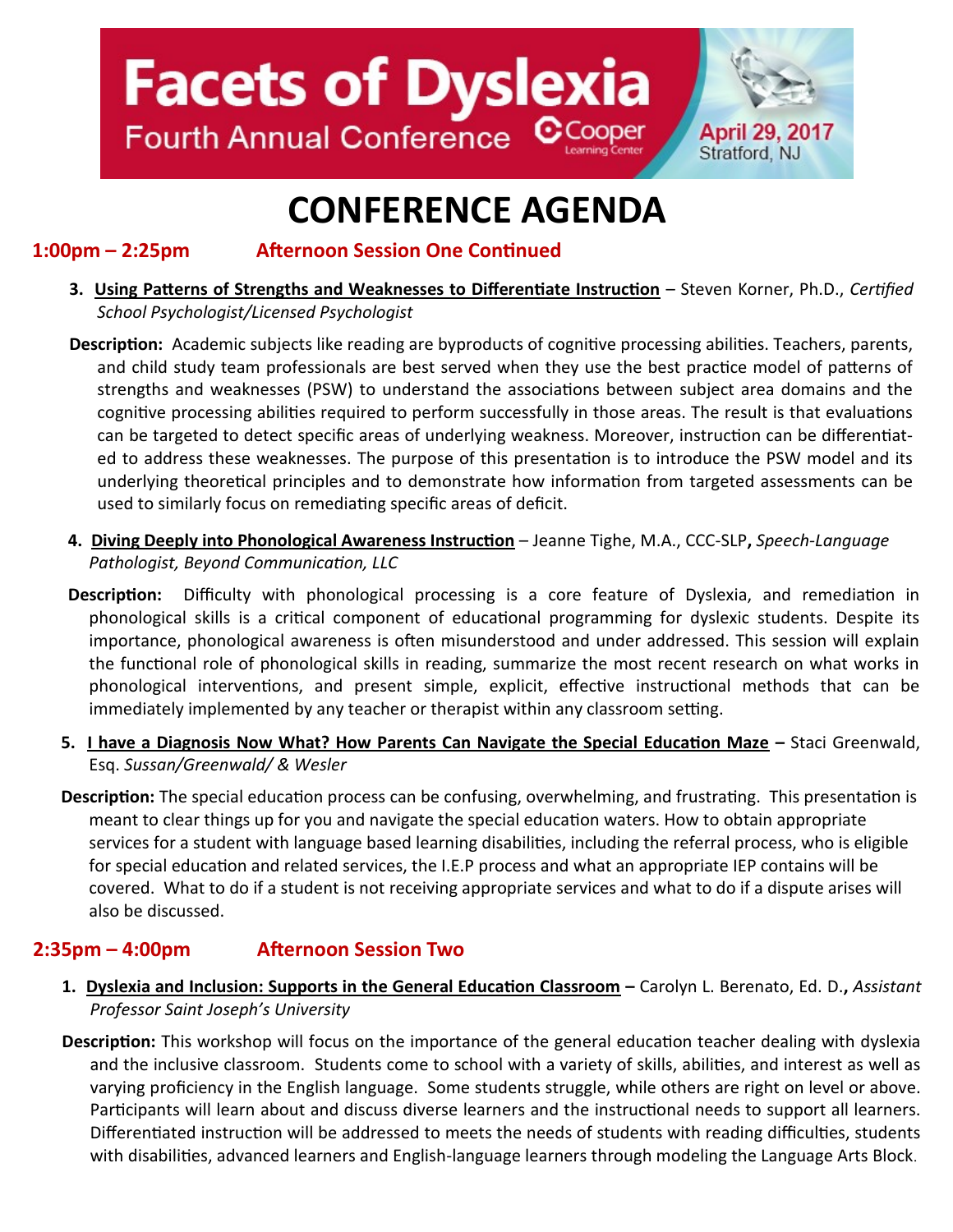# Facets of Dyslexia

Fourth Annual Conference — Cooper Learning Center

April 29, 2017
Stratford, NJ

# CONFERENCE AGENDA

## 1:00pm – 2:25pm Afternoon Session One Continued

3. **Using Patterns of Strengths and Weaknesses to Differentiate Instruction** – Steven Korner, Ph.D., *Certified School Psychologist/Licensed Psychologist*

**Description:** Academic subjects like reading are byproducts of cognitive processing abilities. Teachers, parents, and child study team professionals are best served when they use the best practice model of patterns of strengths and weaknesses (PSW) to understand the associations between subject area domains and the cognitive processing abilities required to perform successfully in those areas. The result is that evaluations can be targeted to detect specific areas of underlying weakness. Moreover, instruction can be differentiated to address these weaknesses. The purpose of this presentation is to introduce the PSW model and its underlying theoretical principles and to demonstrate how information from targeted assessments can be used to similarly focus on remediating specific areas of deficit.

4. **Diving Deeply into Phonological Awareness Instruction** – Jeanne Tighe, M.A., CCC-SLP**,** *Speech-Language Pathologist, Beyond Communication, LLC*

**Description:** Difficulty with phonological processing is a core feature of Dyslexia, and remediation in phonological skills is a critical component of educational programming for dyslexic students. Despite its importance, phonological awareness is often misunderstood and under addressed. This session will explain the functional role of phonological skills in reading, summarize the most recent research on what works in phonological interventions, and present simple, explicit, effective instructional methods that can be immediately implemented by any teacher or therapist within any classroom setting.

5. **I have a Diagnosis Now What? How Parents Can Navigate the Special Education Maze –** Staci Greenwald, Esq. *Sussan/Greenwald/ & Wesler*

**Description:** The special education process can be confusing, overwhelming, and frustrating. This presentation is meant to clear things up for you and navigate the special education waters. How to obtain appropriate services for a student with language based learning disabilities, including the referral process, who is eligible for special education and related services, the I.E.P process and what an appropriate IEP contains will be covered. What to do if a student is not receiving appropriate services and what to do if a dispute arises will also be discussed.

## 2:35pm – 4:00pm Afternoon Session Two

1. **Dyslexia and Inclusion: Supports in the General Education Classroom –** Carolyn L. Berenato, Ed. D.**,** *Assistant Professor Saint Joseph's University*

**Description:** This workshop will focus on the importance of the general education teacher dealing with dyslexia and the inclusive classroom. Students come to school with a variety of skills, abilities, and interest as well as varying proficiency in the English language. Some students struggle, while others are right on level or above. Participants will learn about and discuss diverse learners and the instructional needs to support all learners. Differentiated instruction will be addressed to meets the needs of students with reading difficulties, students with disabilities, advanced learners and English-language learners through modeling the Language Arts Block.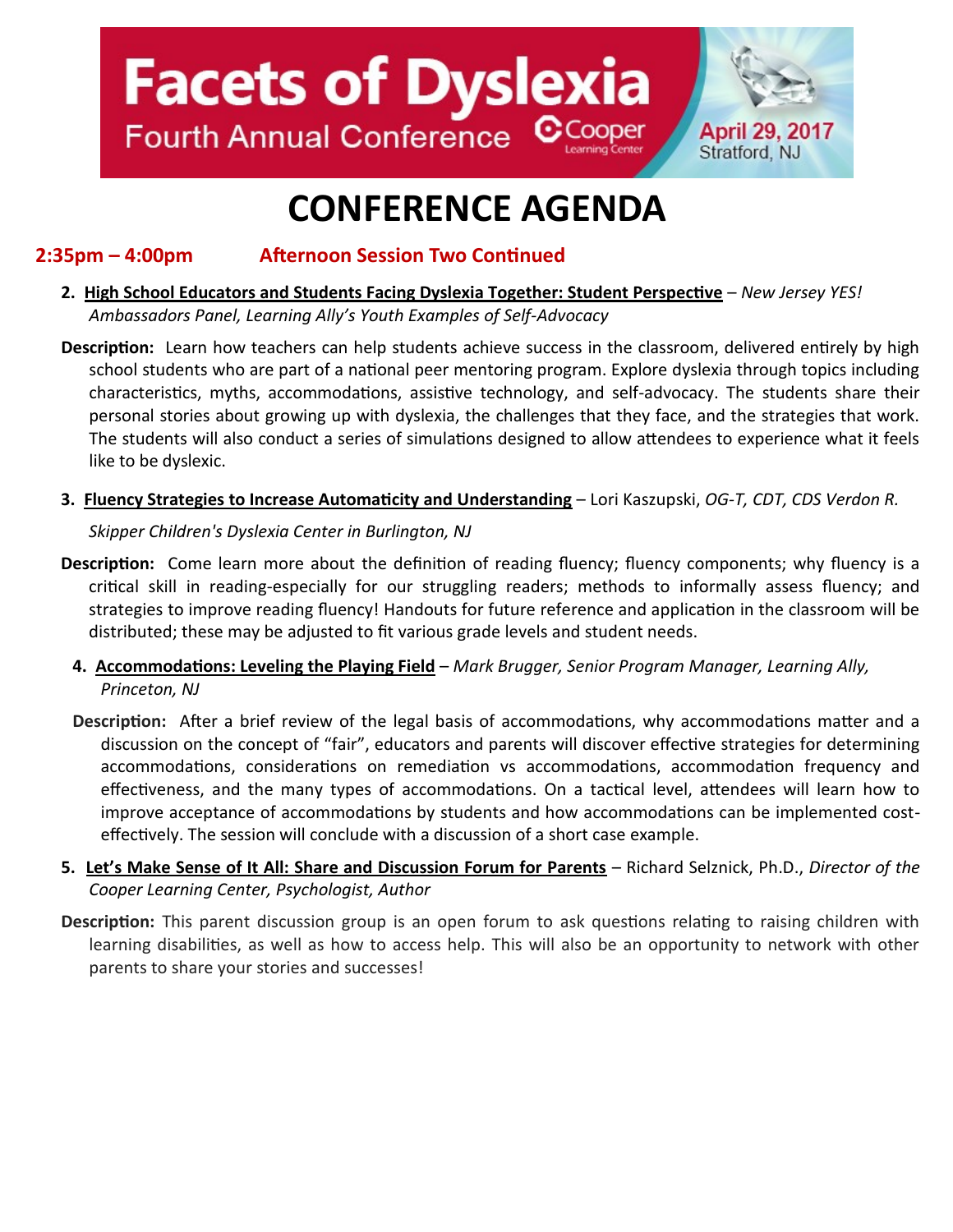# Facets of Dyslexia

Fourth Annual Conference Cooper Learning Center

April 29, 2017
Stratford, NJ

# CONFERENCE AGENDA

## 2:35pm – 4:00pm Afternoon Session Two Continued

2. **High School Educators and Students Facing Dyslexia Together: Student Perspective** – *New Jersey YES! Ambassadors Panel, Learning Ally's Youth Examples of Self-Advocacy*

**Description:** Learn how teachers can help students achieve success in the classroom, delivered entirely by high school students who are part of a national peer mentoring program. Explore dyslexia through topics including characteristics, myths, accommodations, assistive technology, and self-advocacy. The students share their personal stories about growing up with dyslexia, the challenges that they face, and the strategies that work. The students will also conduct a series of simulations designed to allow attendees to experience what it feels like to be dyslexic.

3. **Fluency Strategies to Increase Automaticity and Understanding** – Lori Kaszupski, *OG-T, CDT, CDS Verdon R. Skipper Children's Dyslexia Center in Burlington, NJ*

**Description:** Come learn more about the definition of reading fluency; fluency components; why fluency is a critical skill in reading-especially for our struggling readers; methods to informally assess fluency; and strategies to improve reading fluency! Handouts for future reference and application in the classroom will be distributed; these may be adjusted to fit various grade levels and student needs.

4. **Accommodations: Leveling the Playing Field** – *Mark Brugger, Senior Program Manager, Learning Ally, Princeton, NJ*

**Description:** After a brief review of the legal basis of accommodations, why accommodations matter and a discussion on the concept of "fair", educators and parents will discover effective strategies for determining accommodations, considerations on remediation vs accommodations, accommodation frequency and effectiveness, and the many types of accommodations. On a tactical level, attendees will learn how to improve acceptance of accommodations by students and how accommodations can be implemented cost-effectively. The session will conclude with a discussion of a short case example.

5. **Let's Make Sense of It All: Share and Discussion Forum for Parents** – Richard Selznick, Ph.D., *Director of the Cooper Learning Center, Psychologist, Author*

**Description:** This parent discussion group is an open forum to ask questions relating to raising children with learning disabilities, as well as how to access help. This will also be an opportunity to network with other parents to share your stories and successes!